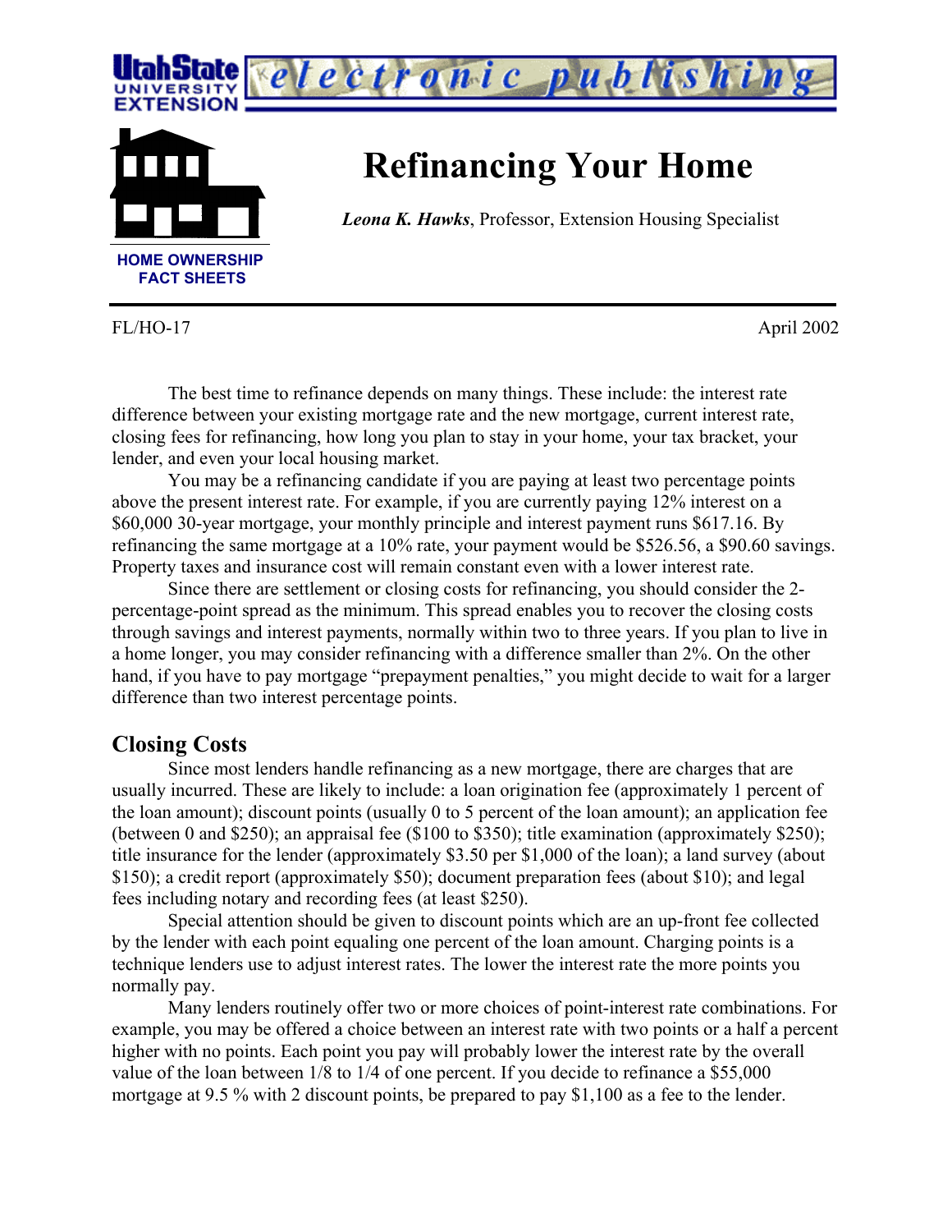Utah State University Extension — electronic publishing

HOME OWNERSHIP FACT SHEETS

# Refinancing Your Home

***Leona K. Hawks***, Professor, Extension Housing Specialist

FL/HO-17 April 2002

The best time to refinance depends on many things. These include: the interest rate difference between your existing mortgage rate and the new mortgage, current interest rate, closing fees for refinancing, how long you plan to stay in your home, your tax bracket, your lender, and even your local housing market.

You may be a refinancing candidate if you are paying at least two percentage points above the present interest rate. For example, if you are currently paying 12% interest on a $60,000 30-year mortgage, your monthly principle and interest payment runs $617.16. By refinancing the same mortgage at a 10% rate, your payment would be $526.56, a $90.60 savings. Property taxes and insurance cost will remain constant even with a lower interest rate.

Since there are settlement or closing costs for refinancing, you should consider the 2-percentage-point spread as the minimum. This spread enables you to recover the closing costs through savings and interest payments, normally within two to three years. If you plan to live in a home longer, you may consider refinancing with a difference smaller than 2%. On the other hand, if you have to pay mortgage "prepayment penalties," you might decide to wait for a larger difference than two interest percentage points.

## Closing Costs

Since most lenders handle refinancing as a new mortgage, there are charges that are usually incurred. These are likely to include: a loan origination fee (approximately 1 percent of the loan amount); discount points (usually 0 to 5 percent of the loan amount); an application fee (between 0 and $250); an appraisal fee ($100 to $350); title examination (approximately $250); title insurance for the lender (approximately $3.50 per $1,000 of the loan); a land survey (about $150); a credit report (approximately $50); document preparation fees (about $10); and legal fees including notary and recording fees (at least $250).

Special attention should be given to discount points which are an up-front fee collected by the lender with each point equaling one percent of the loan amount. Charging points is a technique lenders use to adjust interest rates. The lower the interest rate the more points you normally pay.

Many lenders routinely offer two or more choices of point-interest rate combinations. For example, you may be offered a choice between an interest rate with two points or a half a percent higher with no points. Each point you pay will probably lower the interest rate by the overall value of the loan between 1/8 to 1/4 of one percent. If you decide to refinance a $55,000 mortgage at 9.5 % with 2 discount points, be prepared to pay $1,100 as a fee to the lender.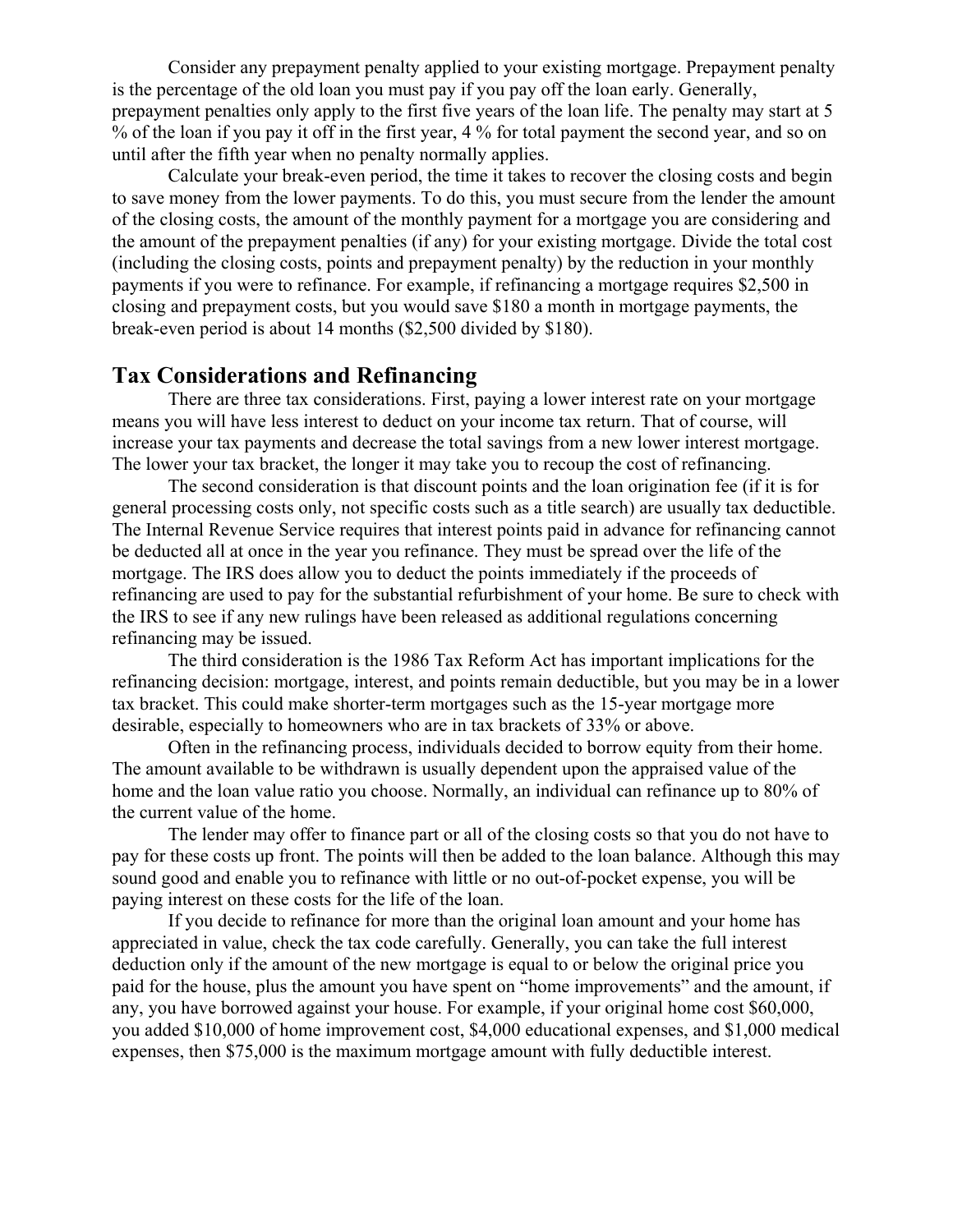Consider any prepayment penalty applied to your existing mortgage. Prepayment penalty is the percentage of the old loan you must pay if you pay off the loan early. Generally, prepayment penalties only apply to the first five years of the loan life. The penalty may start at 5 % of the loan if you pay it off in the first year, 4 % for total payment the second year, and so on until after the fifth year when no penalty normally applies.

Calculate your break-even period, the time it takes to recover the closing costs and begin to save money from the lower payments. To do this, you must secure from the lender the amount of the closing costs, the amount of the monthly payment for a mortgage you are considering and the amount of the prepayment penalties (if any) for your existing mortgage. Divide the total cost (including the closing costs, points and prepayment penalty) by the reduction in your monthly payments if you were to refinance. For example, if refinancing a mortgage requires $2,500 in closing and prepayment costs, but you would save $180 a month in mortgage payments, the break-even period is about 14 months ($2,500 divided by $180).

## Tax Considerations and Refinancing

There are three tax considerations. First, paying a lower interest rate on your mortgage means you will have less interest to deduct on your income tax return. That of course, will increase your tax payments and decrease the total savings from a new lower interest mortgage. The lower your tax bracket, the longer it may take you to recoup the cost of refinancing.

The second consideration is that discount points and the loan origination fee (if it is for general processing costs only, not specific costs such as a title search) are usually tax deductible. The Internal Revenue Service requires that interest points paid in advance for refinancing cannot be deducted all at once in the year you refinance. They must be spread over the life of the mortgage. The IRS does allow you to deduct the points immediately if the proceeds of refinancing are used to pay for the substantial refurbishment of your home. Be sure to check with the IRS to see if any new rulings have been released as additional regulations concerning refinancing may be issued.

The third consideration is the 1986 Tax Reform Act has important implications for the refinancing decision: mortgage, interest, and points remain deductible, but you may be in a lower tax bracket. This could make shorter-term mortgages such as the 15-year mortgage more desirable, especially to homeowners who are in tax brackets of 33% or above.

Often in the refinancing process, individuals decided to borrow equity from their home. The amount available to be withdrawn is usually dependent upon the appraised value of the home and the loan value ratio you choose. Normally, an individual can refinance up to 80% of the current value of the home.

The lender may offer to finance part or all of the closing costs so that you do not have to pay for these costs up front. The points will then be added to the loan balance. Although this may sound good and enable you to refinance with little or no out-of-pocket expense, you will be paying interest on these costs for the life of the loan.

If you decide to refinance for more than the original loan amount and your home has appreciated in value, check the tax code carefully. Generally, you can take the full interest deduction only if the amount of the new mortgage is equal to or below the original price you paid for the house, plus the amount you have spent on "home improvements" and the amount, if any, you have borrowed against your house. For example, if your original home cost $60,000, you added $10,000 of home improvement cost, $4,000 educational expenses, and $1,000 medical expenses, then $75,000 is the maximum mortgage amount with fully deductible interest.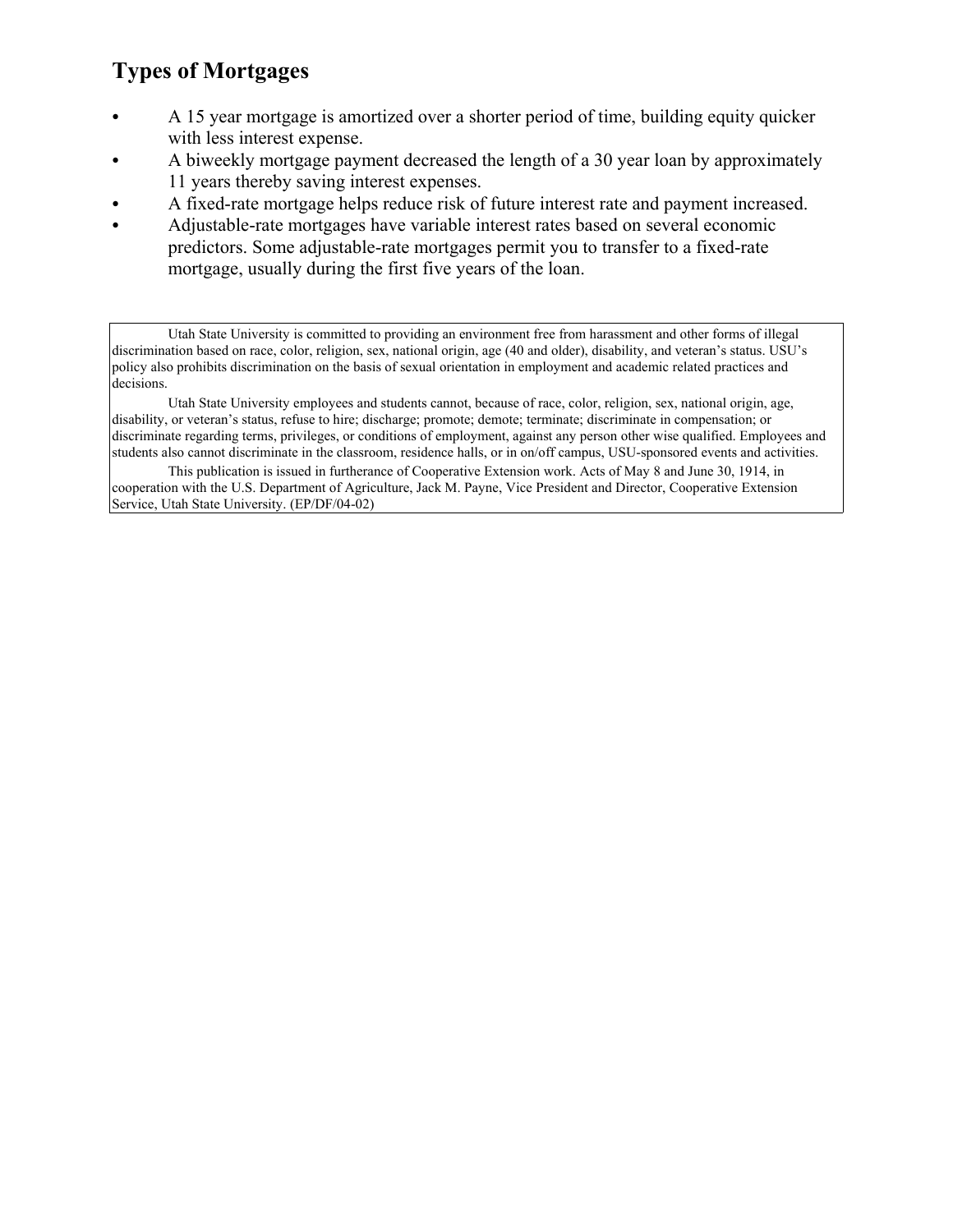## Types of Mortgages

- A 15 year mortgage is amortized over a shorter period of time, building equity quicker with less interest expense.
- A biweekly mortgage payment decreased the length of a 30 year loan by approximately 11 years thereby saving interest expenses.
- A fixed-rate mortgage helps reduce risk of future interest rate and payment increased.
- Adjustable-rate mortgages have variable interest rates based on several economic predictors. Some adjustable-rate mortgages permit you to transfer to a fixed-rate mortgage, usually during the first five years of the loan.

Utah State University is committed to providing an environment free from harassment and other forms of illegal discrimination based on race, color, religion, sex, national origin, age (40 and older), disability, and veteran's status. USU's policy also prohibits discrimination on the basis of sexual orientation in employment and academic related practices and decisions.

Utah State University employees and students cannot, because of race, color, religion, sex, national origin, age, disability, or veteran's status, refuse to hire; discharge; promote; demote; terminate; discriminate in compensation; or discriminate regarding terms, privileges, or conditions of employment, against any person other wise qualified. Employees and students also cannot discriminate in the classroom, residence halls, or in on/off campus, USU-sponsored events and activities.

This publication is issued in furtherance of Cooperative Extension work. Acts of May 8 and June 30, 1914, in cooperation with the U.S. Department of Agriculture, Jack M. Payne, Vice President and Director, Cooperative Extension Service, Utah State University. (EP/DF/04-02)